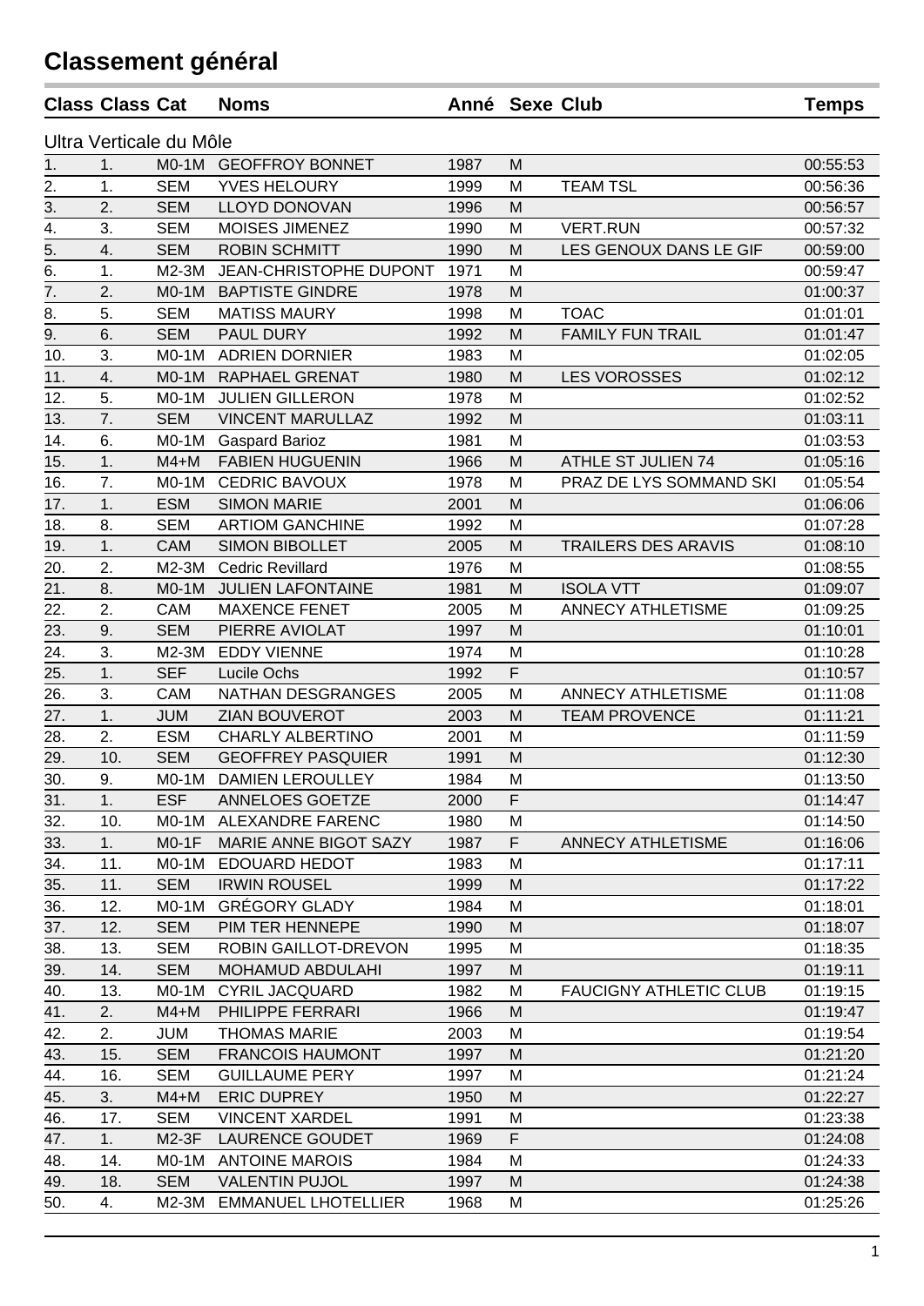# Classement général

| Class | Class | Cat | Noms | Anné | Sexe | Club | Temps |
|---|---|---|---|---|---|---|---|
| Ultra Verticale du Môle | | | | | | | |
| 1. | 1. | M0-1M | GEOFFROY BONNET | 1987 | M | | 00:55:53 |
| 2. | 1. | SEM | YVES HELOURY | 1999 | M | TEAM TSL | 00:56:36 |
| 3. | 2. | SEM | LLOYD DONOVAN | 1996 | M | | 00:56:57 |
| 4. | 3. | SEM | MOISES JIMENEZ | 1990 | M | VERT.RUN | 00:57:32 |
| 5. | 4. | SEM | ROBIN SCHMITT | 1990 | M | LES GENOUX DANS LE GIF | 00:59:00 |
| 6. | 1. | M2-3M | JEAN-CHRISTOPHE DUPONT | 1971 | M | | 00:59:47 |
| 7. | 2. | M0-1M | BAPTISTE GINDRE | 1978 | M | | 01:00:37 |
| 8. | 5. | SEM | MATISS MAURY | 1998 | M | TOAC | 01:01:01 |
| 9. | 6. | SEM | PAUL DURY | 1992 | M | FAMILY FUN TRAIL | 01:01:47 |
| 10. | 3. | M0-1M | ADRIEN DORNIER | 1983 | M | | 01:02:05 |
| 11. | 4. | M0-1M | RAPHAEL GRENAT | 1980 | M | LES VOROSSES | 01:02:12 |
| 12. | 5. | M0-1M | JULIEN GILLERON | 1978 | M | | 01:02:52 |
| 13. | 7. | SEM | VINCENT MARULLAZ | 1992 | M | | 01:03:11 |
| 14. | 6. | M0-1M | Gaspard Barioz | 1981 | M | | 01:03:53 |
| 15. | 1. | M4+M | FABIEN HUGUENIN | 1966 | M | ATHLE ST JULIEN 74 | 01:05:16 |
| 16. | 7. | M0-1M | CEDRIC BAVOUX | 1978 | M | PRAZ DE LYS SOMMAND SKI | 01:05:54 |
| 17. | 1. | ESM | SIMON MARIE | 2001 | M | | 01:06:06 |
| 18. | 8. | SEM | ARTIOM GANCHINE | 1992 | M | | 01:07:28 |
| 19. | 1. | CAM | SIMON BIBOLLET | 2005 | M | TRAILERS DES ARAVIS | 01:08:10 |
| 20. | 2. | M2-3M | Cedric Revillard | 1976 | M | | 01:08:55 |
| 21. | 8. | M0-1M | JULIEN LAFONTAINE | 1981 | M | ISOLA VTT | 01:09:07 |
| 22. | 2. | CAM | MAXENCE FENET | 2005 | M | ANNECY ATHLETISME | 01:09:25 |
| 23. | 9. | SEM | PIERRE AVIOLAT | 1997 | M | | 01:10:01 |
| 24. | 3. | M2-3M | EDDY VIENNE | 1974 | M | | 01:10:28 |
| 25. | 1. | SEF | Lucile Ochs | 1992 | F | | 01:10:57 |
| 26. | 3. | CAM | NATHAN DESGRANGES | 2005 | M | ANNECY ATHLETISME | 01:11:08 |
| 27. | 1. | JUM | ZIAN BOUVEROT | 2003 | M | TEAM PROVENCE | 01:11:21 |
| 28. | 2. | ESM | CHARLY ALBERTINO | 2001 | M | | 01:11:59 |
| 29. | 10. | SEM | GEOFFREY PASQUIER | 1991 | M | | 01:12:30 |
| 30. | 9. | M0-1M | DAMIEN LEROULLEY | 1984 | M | | 01:13:50 |
| 31. | 1. | ESF | ANNELOES GOETZE | 2000 | F | | 01:14:47 |
| 32. | 10. | M0-1M | ALEXANDRE FARENC | 1980 | M | | 01:14:50 |
| 33. | 1. | M0-1F | MARIE ANNE BIGOT SAZY | 1987 | F | ANNECY ATHLETISME | 01:16:06 |
| 34. | 11. | M0-1M | EDOUARD HEDOT | 1983 | M | | 01:17:11 |
| 35. | 11. | SEM | IRWIN ROUSEL | 1999 | M | | 01:17:22 |
| 36. | 12. | M0-1M | GRÉGORY GLADY | 1984 | M | | 01:18:01 |
| 37. | 12. | SEM | PIM TER HENNEPE | 1990 | M | | 01:18:07 |
| 38. | 13. | SEM | ROBIN GAILLOT-DREVON | 1995 | M | | 01:18:35 |
| 39. | 14. | SEM | MOHAMUD ABDULAHI | 1997 | M | | 01:19:11 |
| 40. | 13. | M0-1M | CYRIL JACQUARD | 1982 | M | FAUCIGNY ATHLETIC CLUB | 01:19:15 |
| 41. | 2. | M4+M | PHILIPPE FERRARI | 1966 | M | | 01:19:47 |
| 42. | 2. | JUM | THOMAS MARIE | 2003 | M | | 01:19:54 |
| 43. | 15. | SEM | FRANCOIS HAUMONT | 1997 | M | | 01:21:20 |
| 44. | 16. | SEM | GUILLAUME PERY | 1997 | M | | 01:21:24 |
| 45. | 3. | M4+M | ERIC DUPREY | 1950 | M | | 01:22:27 |
| 46. | 17. | SEM | VINCENT XARDEL | 1991 | M | | 01:23:38 |
| 47. | 1. | M2-3F | LAURENCE GOUDET | 1969 | F | | 01:24:08 |
| 48. | 14. | M0-1M | ANTOINE MAROIS | 1984 | M | | 01:24:33 |
| 49. | 18. | SEM | VALENTIN PUJOL | 1997 | M | | 01:24:38 |
| 50. | 4. | M2-3M | EMMANUEL LHOTELLIER | 1968 | M | | 01:25:26 |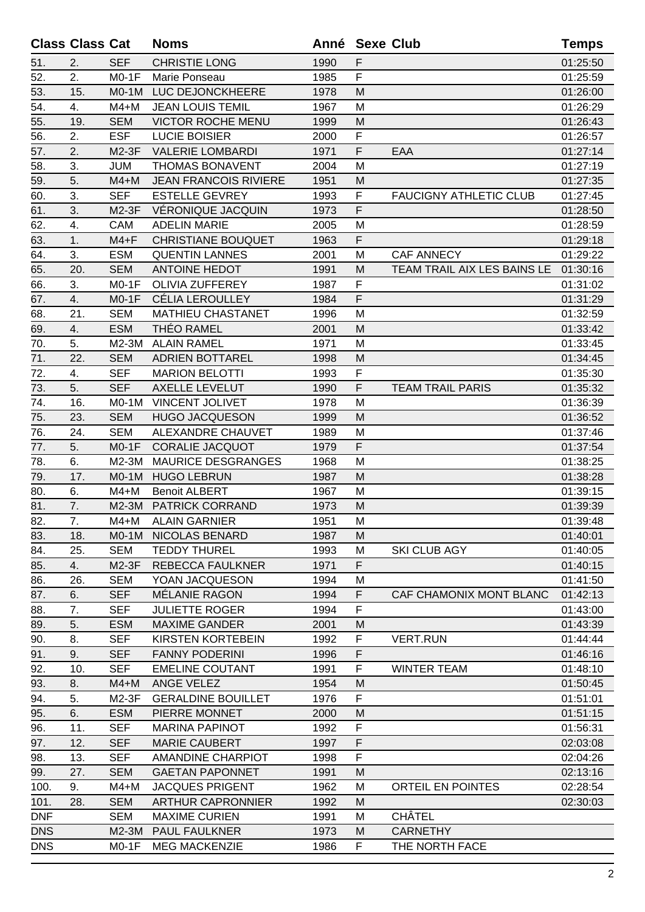| Class | Class | Cat | Noms | Anné | Sexe | Club | Temps |
|---|---|---|---|---|---|---|---|
| 51. | 2. | SEF | CHRISTIE LONG | 1990 | F | | 01:25:50 |
| 52. | 2. | M0-1F | Marie Ponseau | 1985 | F | | 01:25:59 |
| 53. | 15. | M0-1M | LUC DEJONCKHEERE | 1978 | M | | 01:26:00 |
| 54. | 4. | M4+M | JEAN LOUIS TEMIL | 1967 | M | | 01:26:29 |
| 55. | 19. | SEM | VICTOR ROCHE MENU | 1999 | M | | 01:26:43 |
| 56. | 2. | ESF | LUCIE BOISIER | 2000 | F | | 01:26:57 |
| 57. | 2. | M2-3F | VALERIE LOMBARDI | 1971 | F | EAA | 01:27:14 |
| 58. | 3. | JUM | THOMAS BONAVENT | 2004 | M | | 01:27:19 |
| 59. | 5. | M4+M | JEAN FRANCOIS RIVIERE | 1951 | M | | 01:27:35 |
| 60. | 3. | SEF | ESTELLE GEVREY | 1993 | F | FAUCIGNY ATHLETIC CLUB | 01:27:45 |
| 61. | 3. | M2-3F | VÉRONIQUE JACQUIN | 1973 | F | | 01:28:50 |
| 62. | 4. | CAM | ADELIN MARIE | 2005 | M | | 01:28:59 |
| 63. | 1. | M4+F | CHRISTIANE BOUQUET | 1963 | F | | 01:29:18 |
| 64. | 3. | ESM | QUENTIN LANNES | 2001 | M | CAF ANNECY | 01:29:22 |
| 65. | 20. | SEM | ANTOINE HEDOT | 1991 | M | TEAM TRAIL AIX LES BAINS LE | 01:30:16 |
| 66. | 3. | M0-1F | OLIVIA ZUFFEREY | 1987 | F | | 01:31:02 |
| 67. | 4. | M0-1F | CÉLIA LEROULLEY | 1984 | F | | 01:31:29 |
| 68. | 21. | SEM | MATHIEU CHASTANET | 1996 | M | | 01:32:59 |
| 69. | 4. | ESM | THÉO RAMEL | 2001 | M | | 01:33:42 |
| 70. | 5. | M2-3M | ALAIN RAMEL | 1971 | M | | 01:33:45 |
| 71. | 22. | SEM | ADRIEN BOTTAREL | 1998 | M | | 01:34:45 |
| 72. | 4. | SEF | MARION BELOTTI | 1993 | F | | 01:35:30 |
| 73. | 5. | SEF | AXELLE LEVELUT | 1990 | F | TEAM TRAIL PARIS | 01:35:32 |
| 74. | 16. | M0-1M | VINCENT JOLIVET | 1978 | M | | 01:36:39 |
| 75. | 23. | SEM | HUGO JACQUESON | 1999 | M | | 01:36:52 |
| 76. | 24. | SEM | ALEXANDRE CHAUVET | 1989 | M | | 01:37:46 |
| 77. | 5. | M0-1F | CORALIE JACQUOT | 1979 | F | | 01:37:54 |
| 78. | 6. | M2-3M | MAURICE DESGRANGES | 1968 | M | | 01:38:25 |
| 79. | 17. | M0-1M | HUGO LEBRUN | 1987 | M | | 01:38:28 |
| 80. | 6. | M4+M | Benoit ALBERT | 1967 | M | | 01:39:15 |
| 81. | 7. | M2-3M | PATRICK CORRAND | 1973 | M | | 01:39:39 |
| 82. | 7. | M4+M | ALAIN GARNIER | 1951 | M | | 01:39:48 |
| 83. | 18. | M0-1M | NICOLAS BENARD | 1987 | M | | 01:40:01 |
| 84. | 25. | SEM | TEDDY THUREL | 1993 | M | SKI CLUB AGY | 01:40:05 |
| 85. | 4. | M2-3F | REBECCA FAULKNER | 1971 | F | | 01:40:15 |
| 86. | 26. | SEM | YOAN JACQUESON | 1994 | M | | 01:41:50 |
| 87. | 6. | SEF | MÉLANIE RAGON | 1994 | F | CAF CHAMONIX MONT BLANC | 01:42:13 |
| 88. | 7. | SEF | JULIETTE ROGER | 1994 | F | | 01:43:00 |
| 89. | 5. | ESM | MAXIME GANDER | 2001 | M | | 01:43:39 |
| 90. | 8. | SEF | KIRSTEN KORTEBEIN | 1992 | F | VERT.RUN | 01:44:44 |
| 91. | 9. | SEF | FANNY PODERINI | 1996 | F | | 01:46:16 |
| 92. | 10. | SEF | EMELINE COUTANT | 1991 | F | WINTER TEAM | 01:48:10 |
| 93. | 8. | M4+M | ANGE VELEZ | 1954 | M | | 01:50:45 |
| 94. | 5. | M2-3F | GERALDINE BOUILLET | 1976 | F | | 01:51:01 |
| 95. | 6. | ESM | PIERRE MONNET | 2000 | M | | 01:51:15 |
| 96. | 11. | SEF | MARINA PAPINOT | 1992 | F | | 01:56:31 |
| 97. | 12. | SEF | MARIE CAUBERT | 1997 | F | | 02:03:08 |
| 98. | 13. | SEF | AMANDINE CHARPIOT | 1998 | F | | 02:04:26 |
| 99. | 27. | SEM | GAETAN PAPONNET | 1991 | M | | 02:13:16 |
| 100. | 9. | M4+M | JACQUES PRIGENT | 1962 | M | ORTEIL EN POINTES | 02:28:54 |
| 101. | 28. | SEM | ARTHUR CAPRONNIER | 1992 | M | | 02:30:03 |
| DNF | | SEM | MAXIME CURIEN | 1991 | M | CHÂTEL | |
| DNS | | M2-3M | PAUL FAULKNER | 1973 | M | CARNETHY | |
| DNS | | M0-1F | MEG MACKENZIE | 1986 | F | THE NORTH FACE | |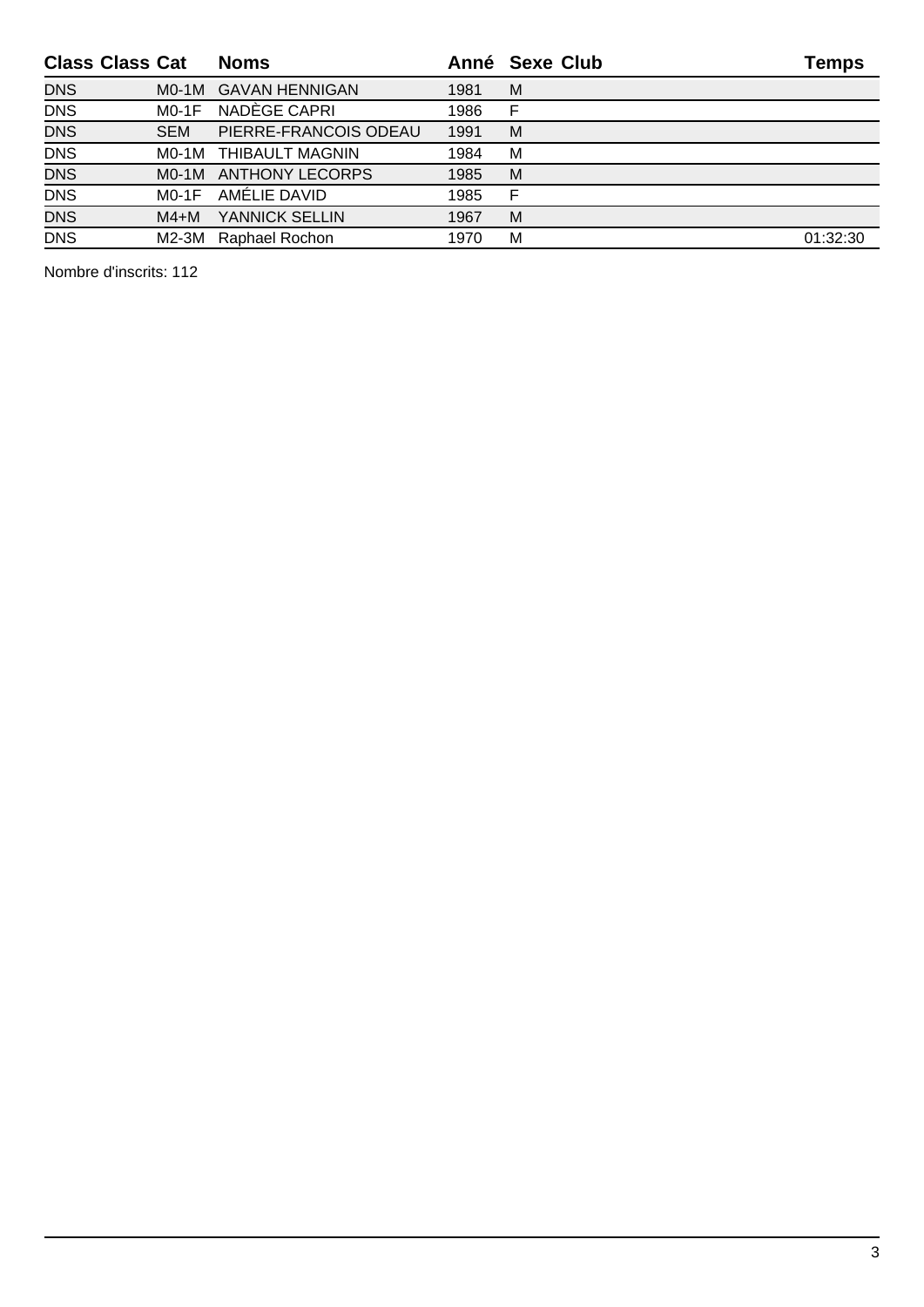| Class | Class Cat | Noms | Anné | Sexe | Club | Temps |
|---|---|---|---|---|---|---|
| DNS | M0-1M | GAVAN HENNIGAN | 1981 | M | | |
| DNS | M0-1F | NADÈGE CAPRI | 1986 | F | | |
| DNS | SEM | PIERRE-FRANCOIS ODEAU | 1991 | M | | |
| DNS | M0-1M | THIBAULT MAGNIN | 1984 | M | | |
| DNS | M0-1M | ANTHONY LECORPS | 1985 | M | | |
| DNS | M0-1F | AMÉLIE DAVID | 1985 | F | | |
| DNS | M4+M | YANNICK SELLIN | 1967 | M | | |
| DNS | M2-3M | Raphael Rochon | 1970 | M | | 01:32:30 |

Nombre d'inscrits: 112